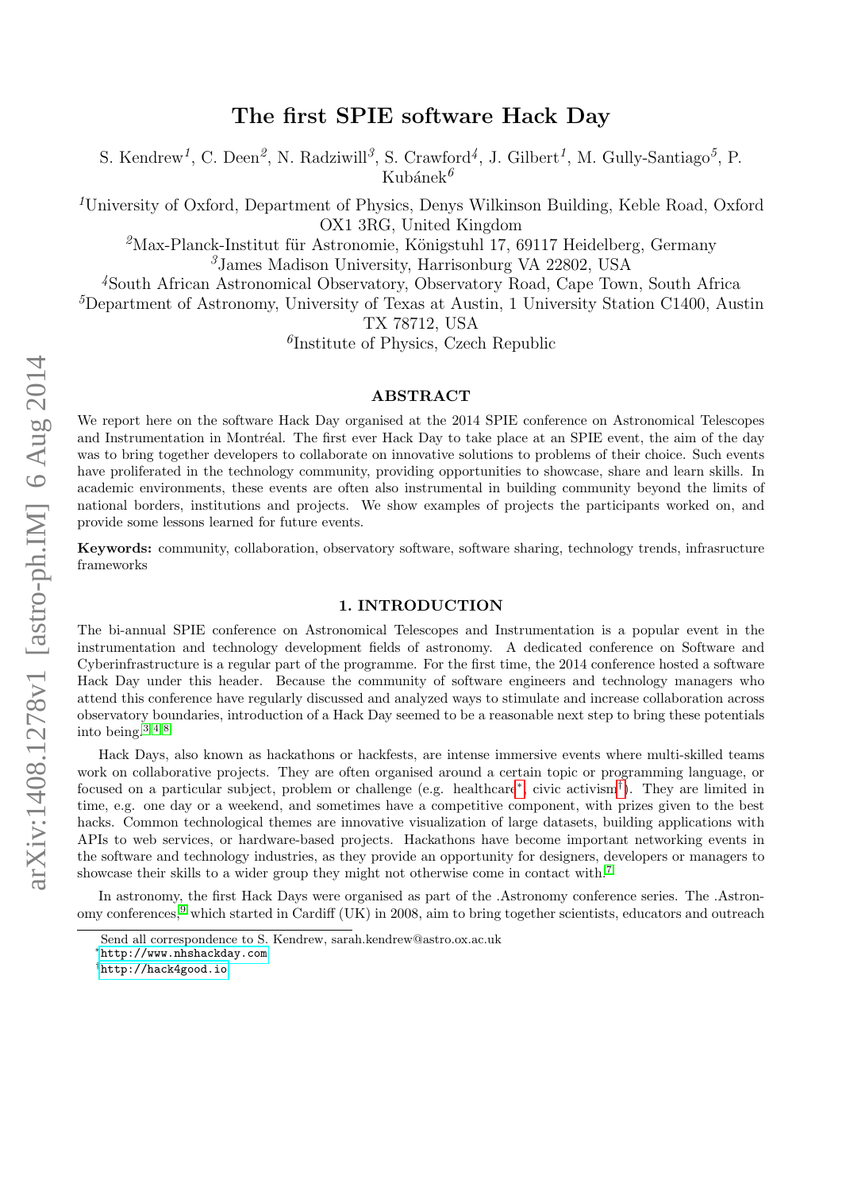# The first SPIE software Hack Day

S. Kendrew[1], C. Deen[2], N. Radziwill[3], S. Crawford[4], J. Gilbert[1], M. Gully-Santiago[5], P. Kubánek[6]

[1]University of Oxford, Department of Physics, Denys Wilkinson Building, Keble Road, Oxford OX1 3RG, United Kingdom

[2]Max-Planck-Institut für Astronomie, Königstuhl 17, 69117 Heidelberg, Germany

[3]James Madison University, Harrisonburg VA 22802, USA

[4]South African Astronomical Observatory, Observatory Road, Cape Town, South Africa

[5]Department of Astronomy, University of Texas at Austin, 1 University Station C1400, Austin TX 78712, USA

[6]Institute of Physics, Czech Republic

## ABSTRACT

We report here on the software Hack Day organised at the 2014 SPIE conference on Astronomical Telescopes and Instrumentation in Montréal. The first ever Hack Day to take place at an SPIE event, the aim of the day was to bring together developers to collaborate on innovative solutions to problems of their choice. Such events have proliferated in the technology community, providing opportunities to showcase, share and learn skills. In academic environments, these events are often also instrumental in building community beyond the limits of national borders, institutions and projects. We show examples of projects the participants worked on, and provide some lessons learned for future events.

**Keywords:** community, collaboration, observatory software, software sharing, technology trends, infrasructure frameworks

## 1. INTRODUCTION

The bi-annual SPIE conference on Astronomical Telescopes and Instrumentation is a popular event in the instrumentation and technology development fields of astronomy. A dedicated conference on Software and Cyberinfrastructure is a regular part of the programme. For the first time, the 2014 conference hosted a software Hack Day under this header. Because the community of software engineers and technology managers who attend this conference have regularly discussed and analyzed ways to stimulate and increase collaboration across observatory boundaries, introduction of a Hack Day seemed to be a reasonable next step to bring these potentials into being.[3,4,8]

Hack Days, also known as hackathons or hackfests, are intense immersive events where multi-skilled teams work on collaborative projects. They are often organised around a certain topic or programming language, or focused on a particular subject, problem or challenge (e.g. healthcare[*], civic activism[†]). They are limited in time, e.g. one day or a weekend, and sometimes have a competitive component, with prizes given to the best hacks. Common technological themes are innovative visualization of large datasets, building applications with APIs to web services, or hardware-based projects. Hackathons have become important networking events in the software and technology industries, as they provide an opportunity for designers, developers or managers to showcase their skills to a wider group they might not otherwise come in contact with.[7]

In astronomy, the first Hack Days were organised as part of the .Astronomy conference series. The .Astronomy conferences,[9] which started in Cardiff (UK) in 2008, aim to bring together scientists, educators and outreach

Send all correspondence to S. Kendrew, sarah.kendrew@astro.ox.ac.uk

[*]http://www.nhshackday.com

[†]http://hack4good.io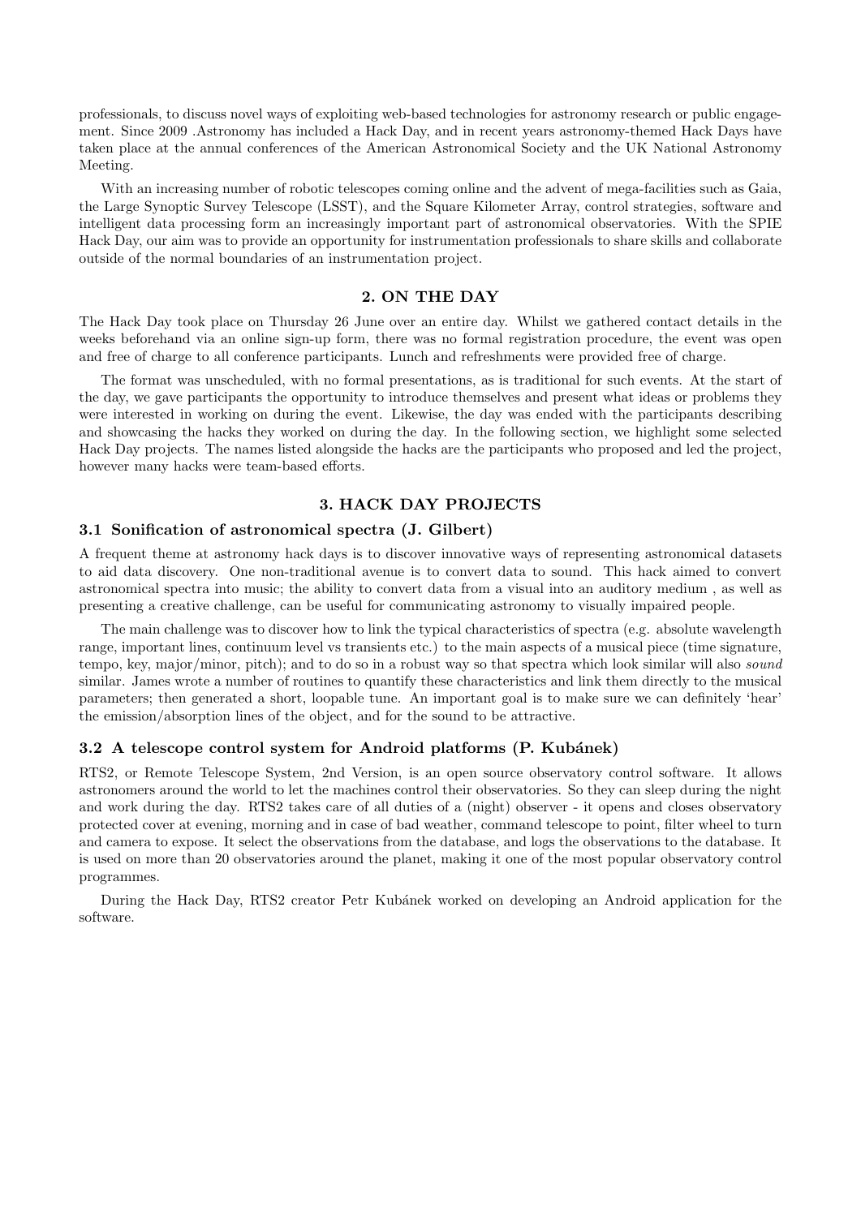professionals, to discuss novel ways of exploiting web-based technologies for astronomy research or public engagement. Since 2009 .Astronomy has included a Hack Day, and in recent years astronomy-themed Hack Days have taken place at the annual conferences of the American Astronomical Society and the UK National Astronomy Meeting.

With an increasing number of robotic telescopes coming online and the advent of mega-facilities such as Gaia, the Large Synoptic Survey Telescope (LSST), and the Square Kilometer Array, control strategies, software and intelligent data processing form an increasingly important part of astronomical observatories. With the SPIE Hack Day, our aim was to provide an opportunity for instrumentation professionals to share skills and collaborate outside of the normal boundaries of an instrumentation project.

## 2. ON THE DAY

The Hack Day took place on Thursday 26 June over an entire day. Whilst we gathered contact details in the weeks beforehand via an online sign-up form, there was no formal registration procedure, the event was open and free of charge to all conference participants. Lunch and refreshments were provided free of charge.

The format was unscheduled, with no formal presentations, as is traditional for such events. At the start of the day, we gave participants the opportunity to introduce themselves and present what ideas or problems they were interested in working on during the event. Likewise, the day was ended with the participants describing and showcasing the hacks they worked on during the day. In the following section, we highlight some selected Hack Day projects. The names listed alongside the hacks are the participants who proposed and led the project, however many hacks were team-based efforts.

## 3. HACK DAY PROJECTS

### 3.1 Sonification of astronomical spectra (J. Gilbert)

A frequent theme at astronomy hack days is to discover innovative ways of representing astronomical datasets to aid data discovery. One non-traditional avenue is to convert data to sound. This hack aimed to convert astronomical spectra into music; the ability to convert data from a visual into an auditory medium , as well as presenting a creative challenge, can be useful for communicating astronomy to visually impaired people.

The main challenge was to discover how to link the typical characteristics of spectra (e.g. absolute wavelength range, important lines, continuum level vs transients etc.) to the main aspects of a musical piece (time signature, tempo, key, major/minor, pitch); and to do so in a robust way so that spectra which look similar will also *sound* similar. James wrote a number of routines to quantify these characteristics and link them directly to the musical parameters; then generated a short, loopable tune. An important goal is to make sure we can definitely 'hear' the emission/absorption lines of the object, and for the sound to be attractive.

### 3.2 A telescope control system for Android platforms (P. Kubánek)

RTS2, or Remote Telescope System, 2nd Version, is an open source observatory control software. It allows astronomers around the world to let the machines control their observatories. So they can sleep during the night and work during the day. RTS2 takes care of all duties of a (night) observer - it opens and closes observatory protected cover at evening, morning and in case of bad weather, command telescope to point, filter wheel to turn and camera to expose. It select the observations from the database, and logs the observations to the database. It is used on more than 20 observatories around the planet, making it one of the most popular observatory control programmes.

During the Hack Day, RTS2 creator Petr Kubánek worked on developing an Android application for the software.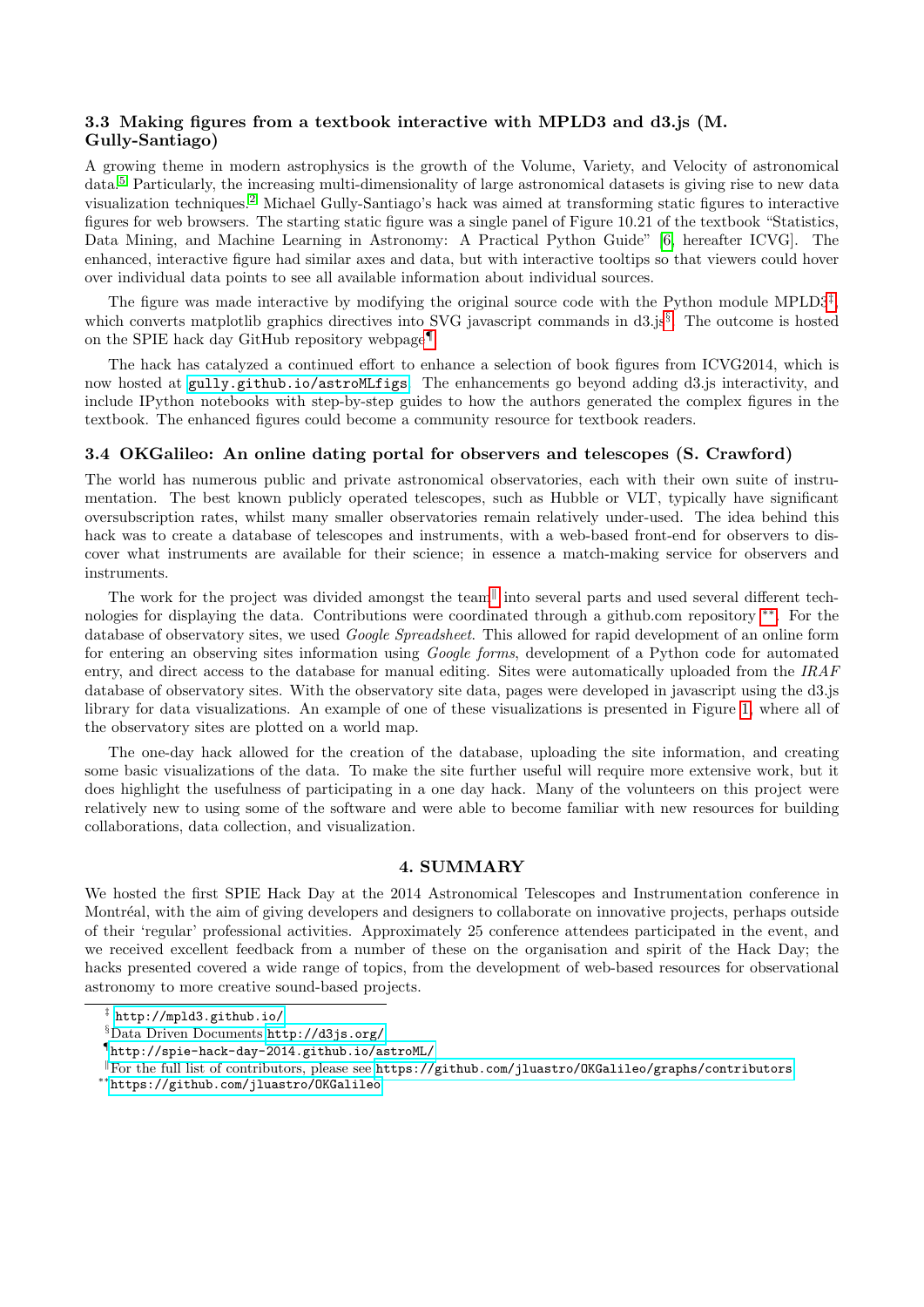### 3.3 Making figures from a textbook interactive with MPLD3 and d3.js (M. Gully-Santiago)

A growing theme in modern astrophysics is the growth of the Volume, Variety, and Velocity of astronomical data.[5] Particularly, the increasing multi-dimensionality of large astronomical datasets is giving rise to new data visualization techniques.[2] Michael Gully-Santiago's hack was aimed at transforming static figures to interactive figures for web browsers. The starting static figure was a single panel of Figure 10.21 of the textbook "Statistics, Data Mining, and Machine Learning in Astronomy: A Practical Python Guide" [6, hereafter ICVG]. The enhanced, interactive figure had similar axes and data, but with interactive tooltips so that viewers could hover over individual data points to see all available information about individual sources.

The figure was made interactive by modifying the original source code with the Python module MPLD3[‡], which converts matplotlib graphics directives into SVG javascript commands in d3.js[§]. The outcome is hosted on the SPIE hack day GitHub repository webpage[¶].

The hack has catalyzed a continued effort to enhance a selection of book figures from ICVG2014, which is now hosted at `gully.github.io/astroMLfigs`. The enhancements go beyond adding d3.js interactivity, and include IPython notebooks with step-by-step guides to how the authors generated the complex figures in the textbook. The enhanced figures could become a community resource for textbook readers.

### 3.4 OKGalileo: An online dating portal for observers and telescopes (S. Crawford)

The world has numerous public and private astronomical observatories, each with their own suite of instrumentation. The best known publicly operated telescopes, such as Hubble or VLT, typically have significant oversubscription rates, whilst many smaller observatories remain relatively under-used. The idea behind this hack was to create a database of telescopes and instruments, with a web-based front-end for observers to discover what instruments are available for their science; in essence a match-making service for observers and instruments.

The work for the project was divided amongst the team[‖] into several parts and used several different technologies for displaying the data. Contributions were coordinated through a github.com repository [**]. For the database of observatory sites, we used *Google Spreadsheet*. This allowed for rapid development of an online form for entering an observing sites information using *Google forms*, development of a Python code for automated entry, and direct access to the database for manual editing. Sites were automatically uploaded from the *IRAF* database of observatory sites. With the observatory site data, pages were developed in javascript using the d3.js library for data visualizations. An example of one of these visualizations is presented in Figure 1, where all of the observatory sites are plotted on a world map.

The one-day hack allowed for the creation of the database, uploading the site information, and creating some basic visualizations of the data. To make the site further useful will require more extensive work, but it does highlight the usefulness of participating in a one day hack. Many of the volunteers on this project were relatively new to using some of the software and were able to become familiar with new resources for building collaborations, data collection, and visualization.

## 4. SUMMARY

We hosted the first SPIE Hack Day at the 2014 Astronomical Telescopes and Instrumentation conference in Montréal, with the aim of giving developers and designers to collaborate on innovative projects, perhaps outside of their 'regular' professional activities. Approximately 25 conference attendees participated in the event, and we received excellent feedback from a number of these on the organisation and spirit of the Hack Day; the hacks presented covered a wide range of topics, from the development of web-based resources for observational astronomy to more creative sound-based projects.

---

[‡] `http://mpld3.github.io/`

[§] Data Driven Documents `http://d3js.org/`

[¶] `http://spie-hack-day-2014.github.io/astroML/`

[‖] For the full list of contributors, please see `https://github.com/jluastro/OKGalileo/graphs/contributors`

[**] `https://github.com/jluastro/OKGalileo`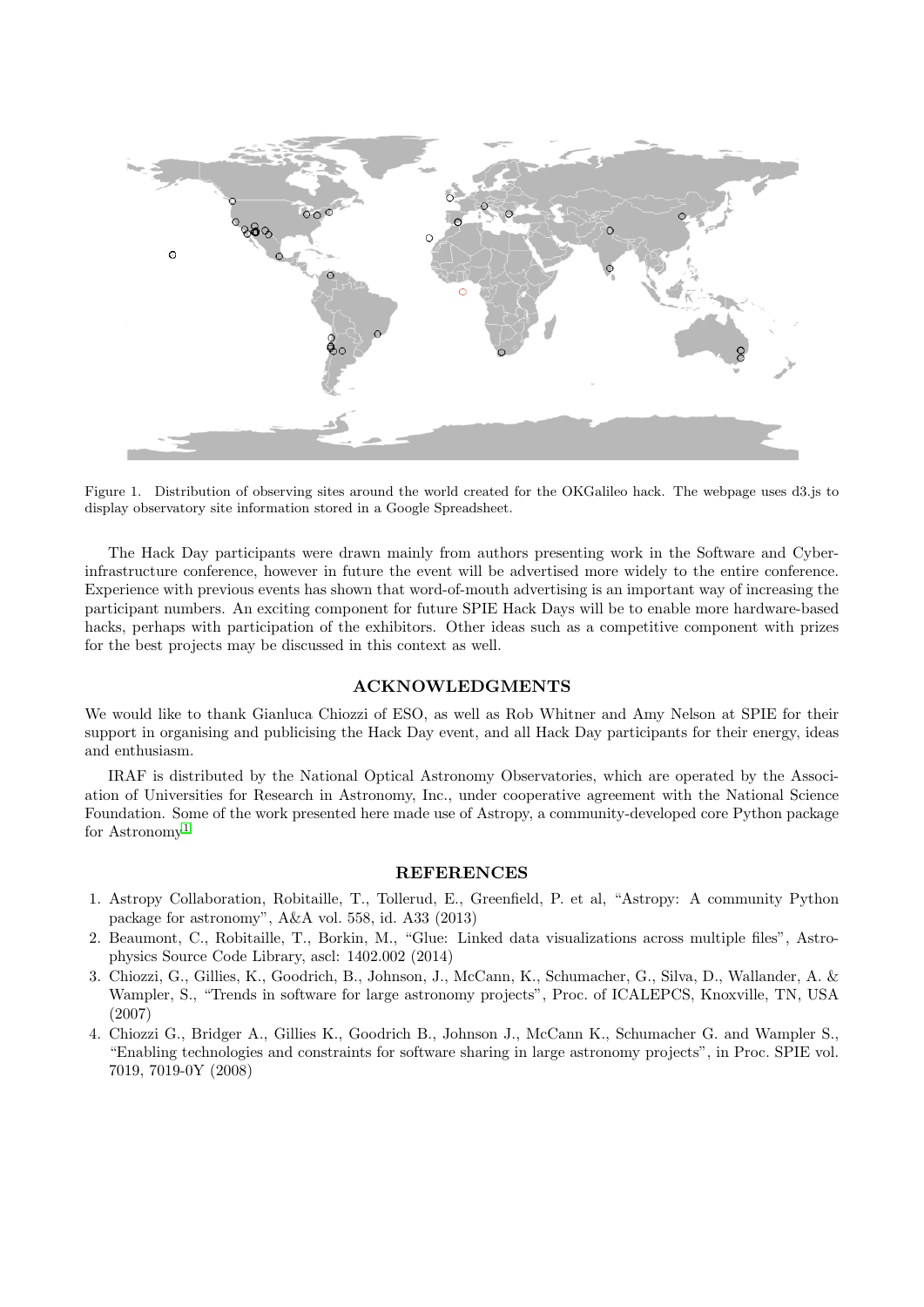Figure 1. Distribution of observing sites around the world created for the OKGalileo hack. The webpage uses d3.js to display observatory site information stored in a Google Spreadsheet.

The Hack Day participants were drawn mainly from authors presenting work in the Software and Cyberinfrastructure conference, however in future the event will be advertised more widely to the entire conference. Experience with previous events has shown that word-of-mouth advertising is an important way of increasing the participant numbers. An exciting component for future SPIE Hack Days will be to enable more hardware-based hacks, perhaps with participation of the exhibitors. Other ideas such as a competitive component with prizes for the best projects may be discussed in this context as well.

## ACKNOWLEDGMENTS

We would like to thank Gianluca Chiozzi of ESO, as well as Rob Whitner and Amy Nelson at SPIE for their support in organising and publicising the Hack Day event, and all Hack Day participants for their energy, ideas and enthusiasm.

IRAF is distributed by the National Optical Astronomy Observatories, which are operated by the Association of Universities for Research in Astronomy, Inc., under cooperative agreement with the National Science Foundation. Some of the work presented here made use of Astropy, a community-developed core Python package for Astronomy[1]

## REFERENCES

1. Astropy Collaboration, Robitaille, T., Tollerud, E., Greenfield, P. et al, "Astropy: A community Python package for astronomy", A&A vol. 558, id. A33 (2013)
2. Beaumont, C., Robitaille, T., Borkin, M., "Glue: Linked data visualizations across multiple files", Astrophysics Source Code Library, ascl: 1402.002 (2014)
3. Chiozzi, G., Gillies, K., Goodrich, B., Johnson, J., McCann, K., Schumacher, G., Silva, D., Wallander, A. & Wampler, S., "Trends in software for large astronomy projects", Proc. of ICALEPCS, Knoxville, TN, USA (2007)
4. Chiozzi G., Bridger A., Gillies K., Goodrich B., Johnson J., McCann K., Schumacher G. and Wampler S., "Enabling technologies and constraints for software sharing in large astronomy projects", in Proc. SPIE vol. 7019, 7019-0Y (2008)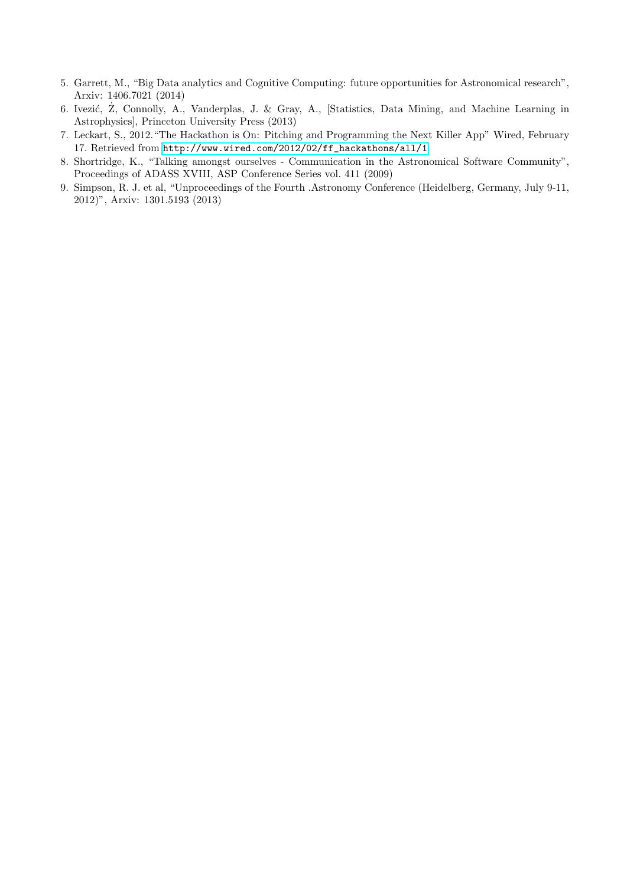5. Garrett, M., "Big Data analytics and Cognitive Computing: future opportunities for Astronomical research", Arxiv: 1406.7021 (2014)
6. Ivezić, Ż, Connolly, A., Vanderplas, J. & Gray, A., [Statistics, Data Mining, and Machine Learning in Astrophysics], Princeton University Press (2013)
7. Leckart, S., 2012."The Hackathon is On: Pitching and Programming the Next Killer App" Wired, February 17. Retrieved from http://www.wired.com/2012/02/ff_hackathons/all/1
8. Shortridge, K., "Talking amongst ourselves - Communication in the Astronomical Software Community", Proceedings of ADASS XVIII, ASP Conference Series vol. 411 (2009)
9. Simpson, R. J. et al, "Unproceedings of the Fourth .Astronomy Conference (Heidelberg, Germany, July 9-11, 2012)", Arxiv: 1301.5193 (2013)